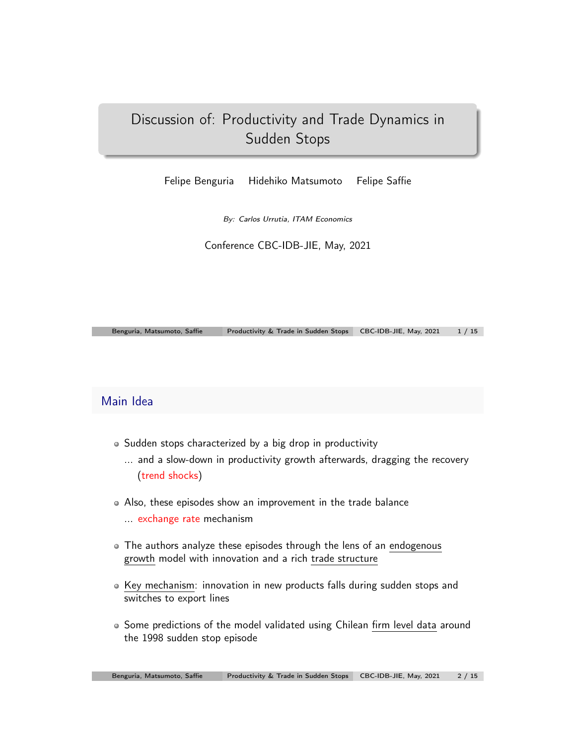# Discussion of: Productivity and Trade Dynamics in Sudden Stops

Felipe Benguria    Hidehiko Matsumoto    Felipe Saffie

*By: Carlos Urrutia, ITAM Economics*

Conference CBC-IDB-JIE, May, 2021

## Main Idea

- Sudden stops characterized by a big drop in productivity
  ... and a slow-down in productivity growth afterwards, dragging the recovery (trend shocks)
- Also, these episodes show an improvement in the trade balance
  ... exchange rate mechanism
- The authors analyze these episodes through the lens of an endogenous growth model with innovation and a rich trade structure
- Key mechanism: innovation in new products falls during sudden stops and switches to export lines
- Some predictions of the model validated using Chilean firm level data around the 1998 sudden stop episode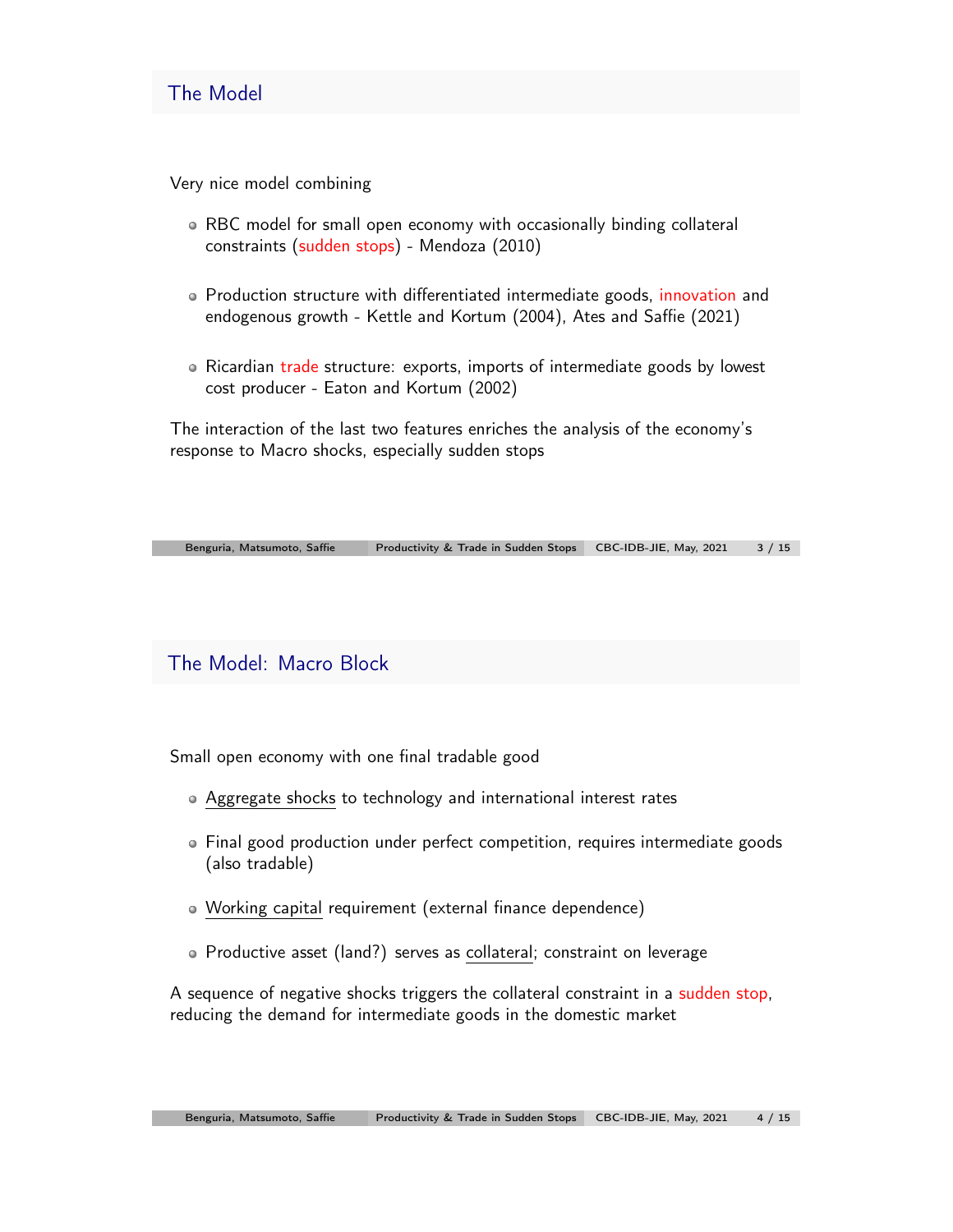## The Model

Very nice model combining

- RBC model for small open economy with occasionally binding collateral constraints (sudden stops) - Mendoza (2010)
- Production structure with differentiated intermediate goods, innovation and endogenous growth - Kettle and Kortum (2004), Ates and Saffie (2021)
- Ricardian trade structure: exports, imports of intermediate goods by lowest cost producer - Eaton and Kortum (2002)

The interaction of the last two features enriches the analysis of the economy's response to Macro shocks, especially sudden stops

## The Model: Macro Block

Small open economy with one final tradable good

- Aggregate shocks to technology and international interest rates
- Final good production under perfect competition, requires intermediate goods (also tradable)
- Working capital requirement (external finance dependence)
- Productive asset (land?) serves as collateral; constraint on leverage

A sequence of negative shocks triggers the collateral constraint in a sudden stop, reducing the demand for intermediate goods in the domestic market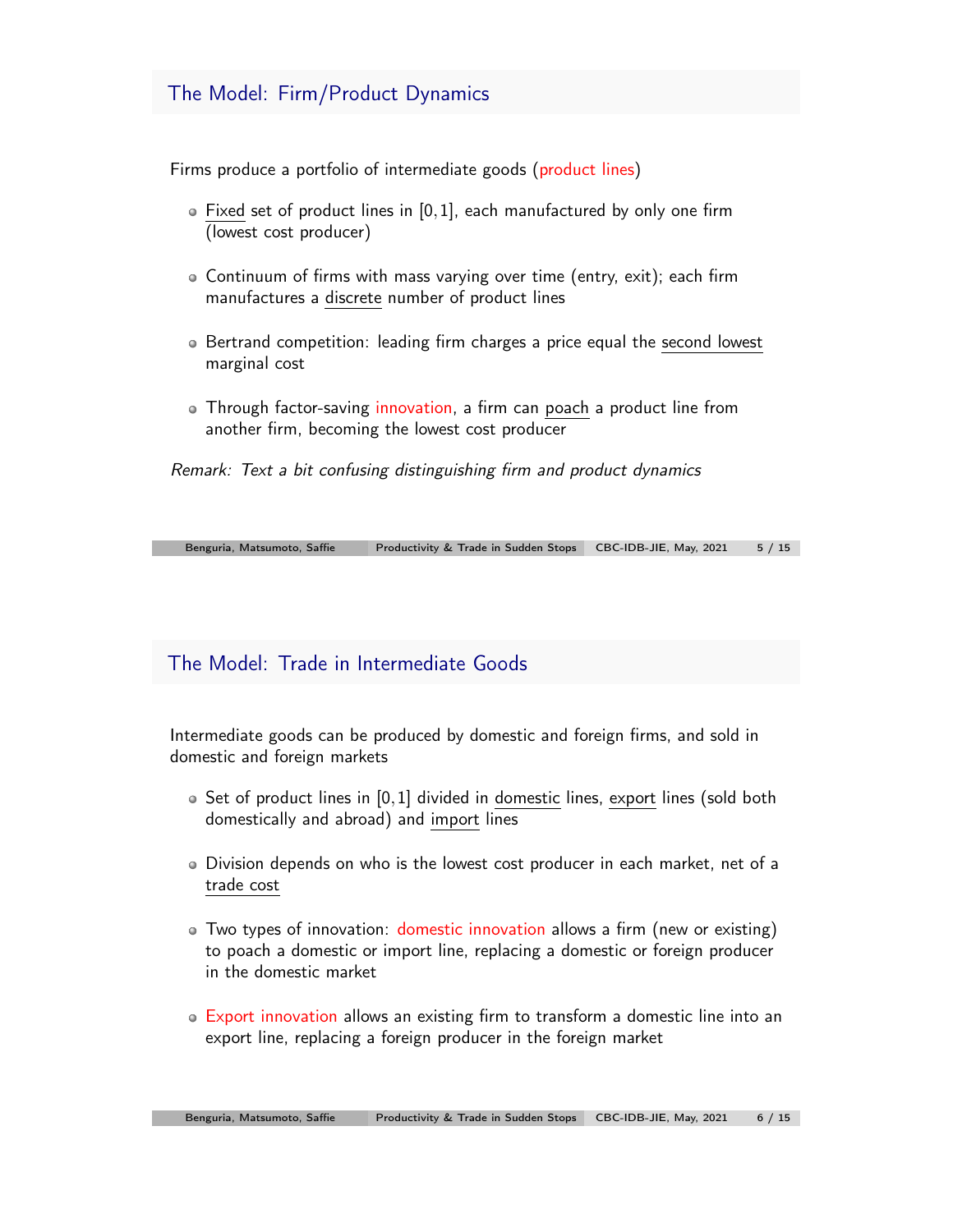## The Model: Firm/Product Dynamics

Firms produce a portfolio of intermediate goods (product lines)

- Fixed set of product lines in $[0, 1]$, each manufactured by only one firm (lowest cost producer)
- Continuum of firms with mass varying over time (entry, exit); each firm manufactures a discrete number of product lines
- Bertrand competition: leading firm charges a price equal the second lowest marginal cost
- Through factor-saving innovation, a firm can poach a product line from another firm, becoming the lowest cost producer

*Remark: Text a bit confusing distinguishing firm and product dynamics*

## The Model: Trade in Intermediate Goods

Intermediate goods can be produced by domestic and foreign firms, and sold in domestic and foreign markets

- Set of product lines in $[0, 1]$ divided in domestic lines, export lines (sold both domestically and abroad) and import lines
- Division depends on who is the lowest cost producer in each market, net of a trade cost
- Two types of innovation: domestic innovation allows a firm (new or existing) to poach a domestic or import line, replacing a domestic or foreign producer in the domestic market
- Export innovation allows an existing firm to transform a domestic line into an export line, replacing a foreign producer in the foreign market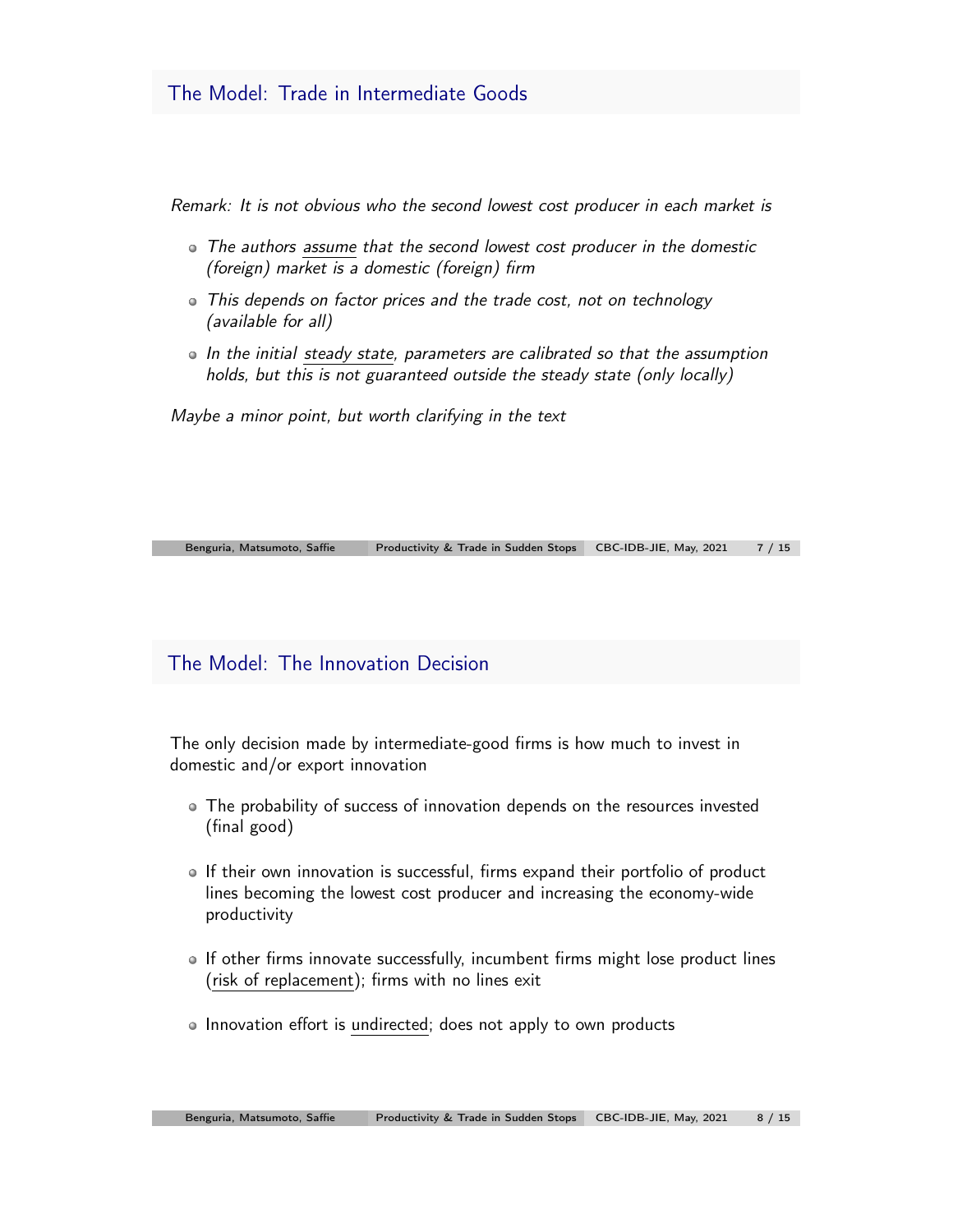## The Model: Trade in Intermediate Goods

*Remark: It is not obvious who the second lowest cost producer in each market is*

- *The authors assume that the second lowest cost producer in the domestic (foreign) market is a domestic (foreign) firm*
- *This depends on factor prices and the trade cost, not on technology (available for all)*
- *In the initial steady state, parameters are calibrated so that the assumption holds, but this is not guaranteed outside the steady state (only locally)*

*Maybe a minor point, but worth clarifying in the text*

## The Model: The Innovation Decision

The only decision made by intermediate-good firms is how much to invest in domestic and/or export innovation

- The probability of success of innovation depends on the resources invested (final good)
- If their own innovation is successful, firms expand their portfolio of product lines becoming the lowest cost producer and increasing the economy-wide productivity
- If other firms innovate successfully, incumbent firms might lose product lines (risk of replacement); firms with no lines exit
- Innovation effort is undirected; does not apply to own products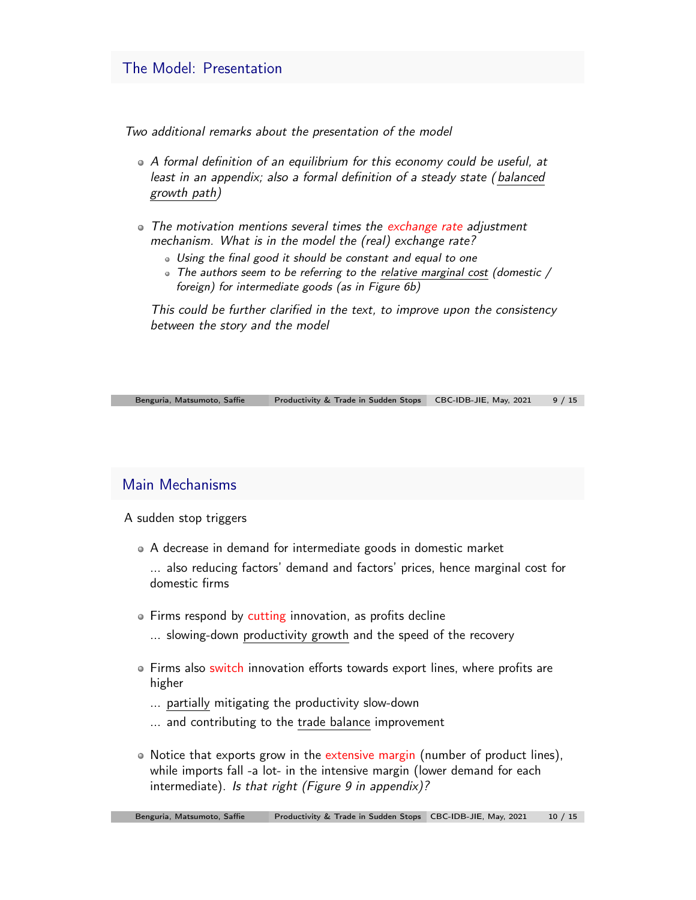## The Model: Presentation

*Two additional remarks about the presentation of the model*

- *A formal definition of an equilibrium for this economy could be useful, at least in an appendix; also a formal definition of a steady state (balanced growth path)*
- *The motivation mentions several times the exchange rate adjustment mechanism. What is in the model the (real) exchange rate?*
  - *Using the final good it should be constant and equal to one*
  - *The authors seem to be referring to the relative marginal cost (domestic / foreign) for intermediate goods (as in Figure 6b)*

  *This could be further clarified in the text, to improve upon the consistency between the story and the model*

## Main Mechanisms

A sudden stop triggers

- A decrease in demand for intermediate goods in domestic market

  ... also reducing factors' demand and factors' prices, hence marginal cost for domestic firms
- Firms respond by cutting innovation, as profits decline

  ... slowing-down productivity growth and the speed of the recovery
- Firms also switch innovation efforts towards export lines, where profits are higher

  ... partially mitigating the productivity slow-down

  ... and contributing to the trade balance improvement
- Notice that exports grow in the extensive margin (number of product lines), while imports fall -a lot- in the intensive margin (lower demand for each intermediate). *Is that right (Figure 9 in appendix)?*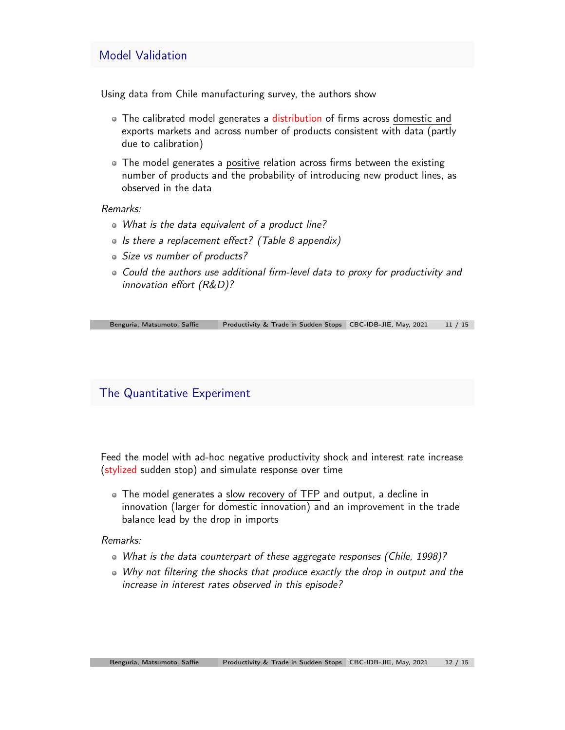## Model Validation

Using data from Chile manufacturing survey, the authors show

- The calibrated model generates a distribution of firms across domestic and exports markets and across number of products consistent with data (partly due to calibration)
- The model generates a positive relation across firms between the existing number of products and the probability of introducing new product lines, as observed in the data

*Remarks:*

- *What is the data equivalent of a product line?*
- *Is there a replacement effect? (Table 8 appendix)*
- *Size vs number of products?*
- *Could the authors use additional firm-level data to proxy for productivity and innovation effort (R&D)?*

## The Quantitative Experiment

Feed the model with ad-hoc negative productivity shock and interest rate increase (stylized sudden stop) and simulate response over time

- The model generates a slow recovery of TFP and output, a decline in innovation (larger for domestic innovation) and an improvement in the trade balance lead by the drop in imports

*Remarks:*

- *What is the data counterpart of these aggregate responses (Chile, 1998)?*
- *Why not filtering the shocks that produce exactly the drop in output and the increase in interest rates observed in this episode?*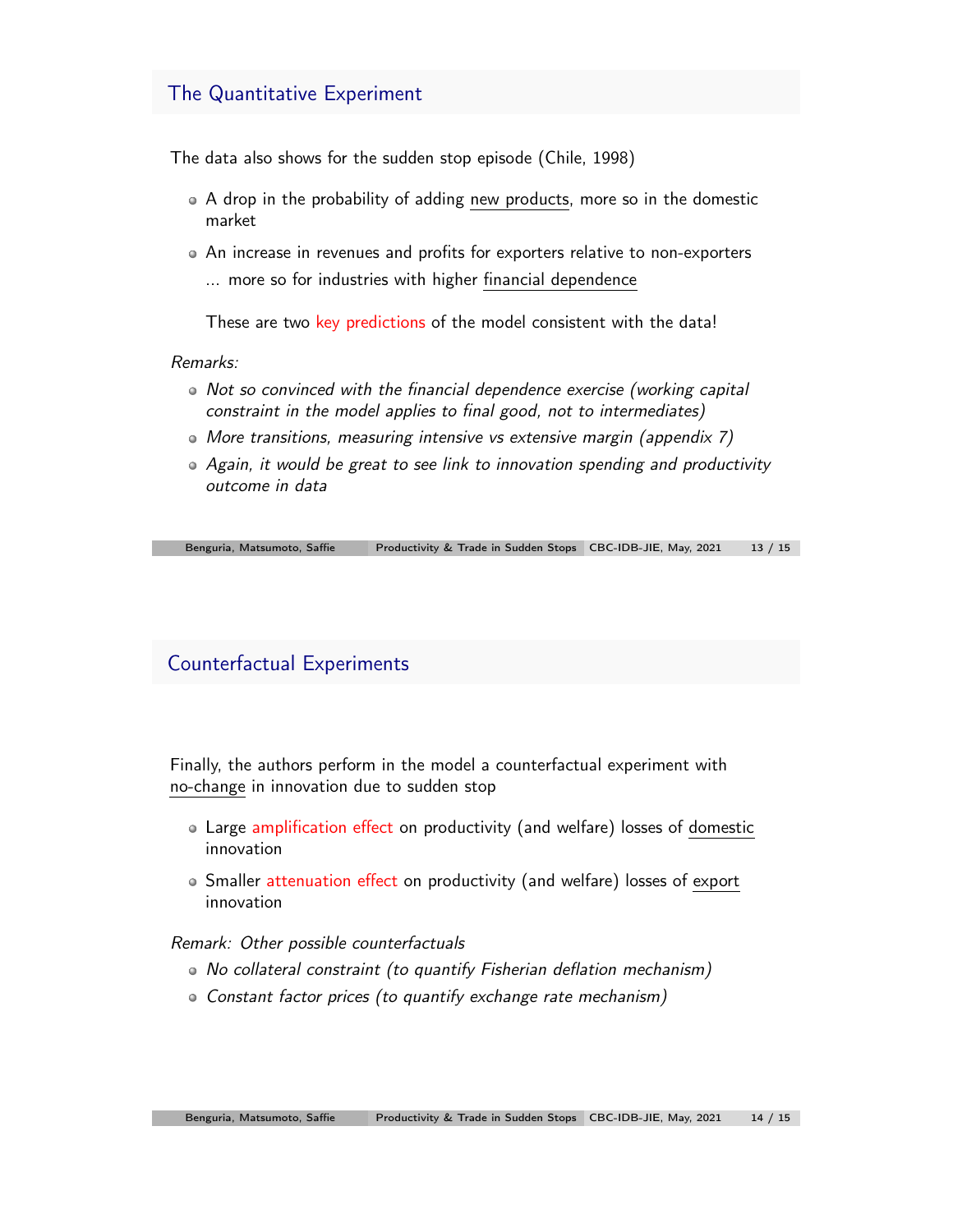## The Quantitative Experiment

The data also shows for the sudden stop episode (Chile, 1998)

- A drop in the probability of adding new products, more so in the domestic market
- An increase in revenues and profits for exporters relative to non-exporters
  ... more so for industries with higher financial dependence

  These are two key predictions of the model consistent with the data!

*Remarks:*

- *Not so convinced with the financial dependence exercise (working capital constraint in the model applies to final good, not to intermediates)*
- *More transitions, measuring intensive vs extensive margin (appendix 7)*
- *Again, it would be great to see link to innovation spending and productivity outcome in data*

## Counterfactual Experiments

Finally, the authors perform in the model a counterfactual experiment with no-change in innovation due to sudden stop

- Large amplification effect on productivity (and welfare) losses of domestic innovation
- Smaller attenuation effect on productivity (and welfare) losses of export innovation

*Remark: Other possible counterfactuals*

- *No collateral constraint (to quantify Fisherian deflation mechanism)*
- *Constant factor prices (to quantify exchange rate mechanism)*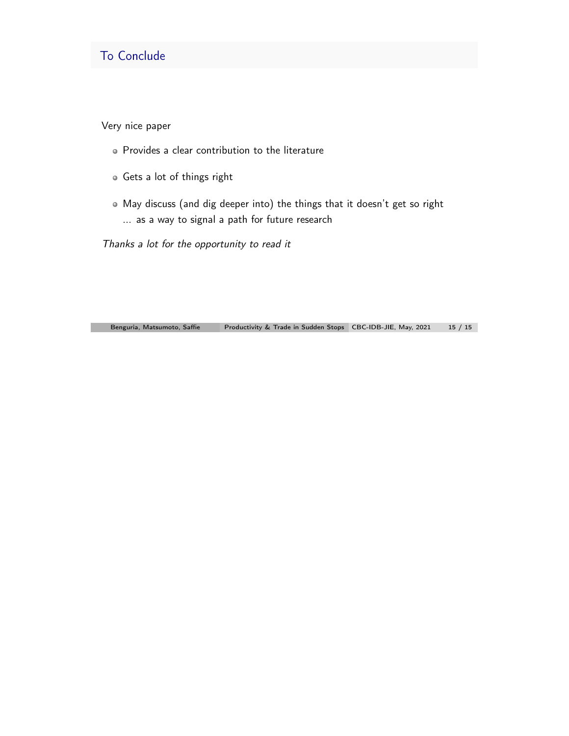## To Conclude

Very nice paper

- Provides a clear contribution to the literature
- Gets a lot of things right
- May discuss (and dig deeper into) the things that it doesn't get so right
  ... as a way to signal a path for future research

*Thanks a lot for the opportunity to read it*